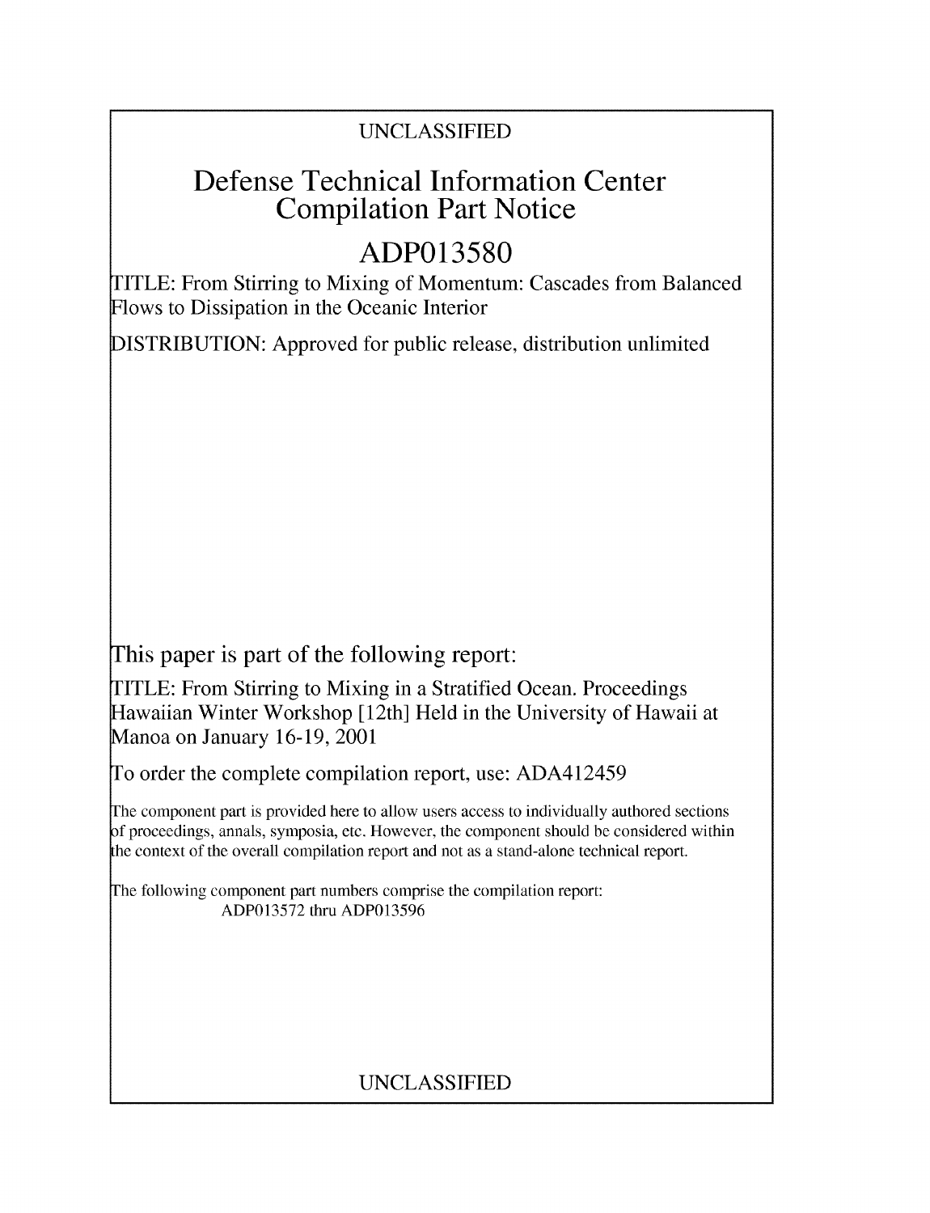UNCLASSIFIED

# Defense Technical Information Center Compilation Part Notice

## ADP013580

TITLE: From Stirring to Mixing of Momentum: Cascades from Balanced Flows to Dissipation in the Oceanic Interior

DISTRIBUTION: Approved for public release, distribution unlimited

This paper is part of the following report:

TITLE: From Stirring to Mixing in a Stratified Ocean. Proceedings Hawaiian Winter Workshop [12th] Held in the University of Hawaii at Manoa on January 16-19, 2001

To order the complete compilation report, use: ADA412459

The component part is provided here to allow users access to individually authored sections of proceedings, annals, symposia, etc. However, the component should be considered within the context of the overall compilation report and not as a stand-alone technical report.

The following component part numbers comprise the compilation report:
ADP013572 thru ADP013596

UNCLASSIFIED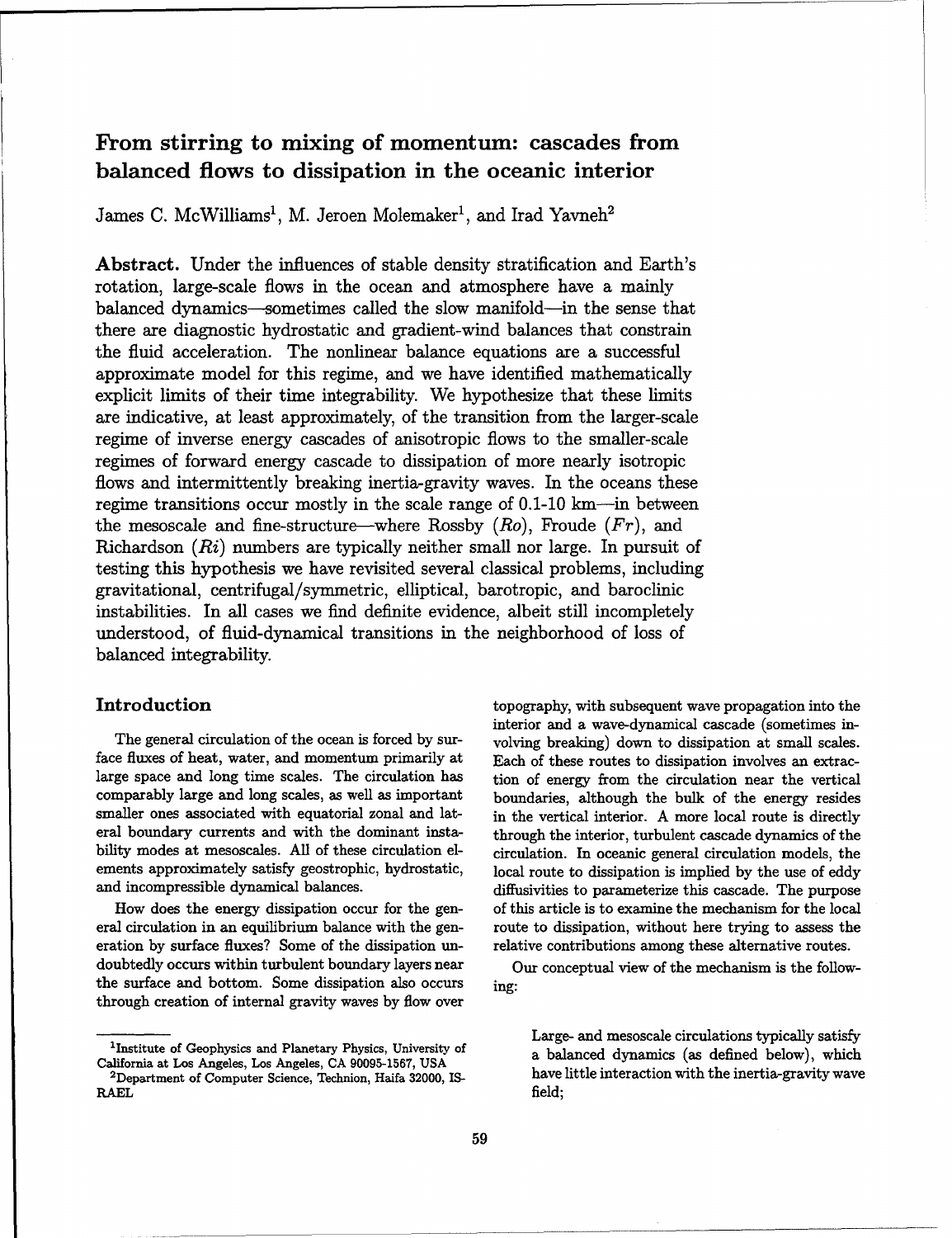# From stirring to mixing of momentum: cascades from balanced flows to dissipation in the oceanic interior

James C. McWilliams[1], M. Jeroen Molemaker[1], and Irad Yavneh[2]

**Abstract.** Under the influences of stable density stratification and Earth's rotation, large-scale flows in the ocean and atmosphere have a mainly balanced dynamics—sometimes called the slow manifold—in the sense that there are diagnostic hydrostatic and gradient-wind balances that constrain the fluid acceleration. The nonlinear balance equations are a successful approximate model for this regime, and we have identified mathematically explicit limits of their time integrability. We hypothesize that these limits are indicative, at least approximately, of the transition from the larger-scale regime of inverse energy cascades of anisotropic flows to the smaller-scale regimes of forward energy cascade to dissipation of more nearly isotropic flows and intermittently breaking inertia-gravity waves. In the oceans these regime transitions occur mostly in the scale range of 0.1-10 km—in between the mesoscale and fine-structure—where Rossby ($Ro$), Froude ($Fr$), and Richardson ($Ri$) numbers are typically neither small nor large. In pursuit of testing this hypothesis we have revisited several classical problems, including gravitational, centrifugal/symmetric, elliptical, barotropic, and baroclinic instabilities. In all cases we find definite evidence, albeit still incompletely understood, of fluid-dynamical transitions in the neighborhood of loss of balanced integrability.

## Introduction

The general circulation of the ocean is forced by surface fluxes of heat, water, and momentum primarily at large space and long time scales. The circulation has comparably large and long scales, as well as important smaller ones associated with equatorial zonal and lateral boundary currents and with the dominant instability modes at mesoscales. All of these circulation elements approximately satisfy geostrophic, hydrostatic, and incompressible dynamical balances.

How does the energy dissipation occur for the general circulation in an equilibrium balance with the generation by surface fluxes? Some of the dissipation undoubtedly occurs within turbulent boundary layers near the surface and bottom. Some dissipation also occurs through creation of internal gravity waves by flow over topography, with subsequent wave propagation into the interior and a wave-dynamical cascade (sometimes involving breaking) down to dissipation at small scales. Each of these routes to dissipation involves an extraction of energy from the circulation near the vertical boundaries, although the bulk of the energy resides in the vertical interior. A more local route is directly through the interior, turbulent cascade dynamics of the circulation. In oceanic general circulation models, the local route to dissipation is implied by the use of eddy diffusivities to parameterize this cascade. The purpose of this article is to examine the mechanism for the local route to dissipation, without here trying to assess the relative contributions among these alternative routes.

Our conceptual view of the mechanism is the following:

> Large- and mesoscale circulations typically satisfy a balanced dynamics (as defined below), which have little interaction with the inertia-gravity wave field;

[1]Institute of Geophysics and Planetary Physics, University of California at Los Angeles, Los Angeles, CA 90095-1567, USA

[2]Department of Computer Science, Technion, Haifa 32000, ISRAEL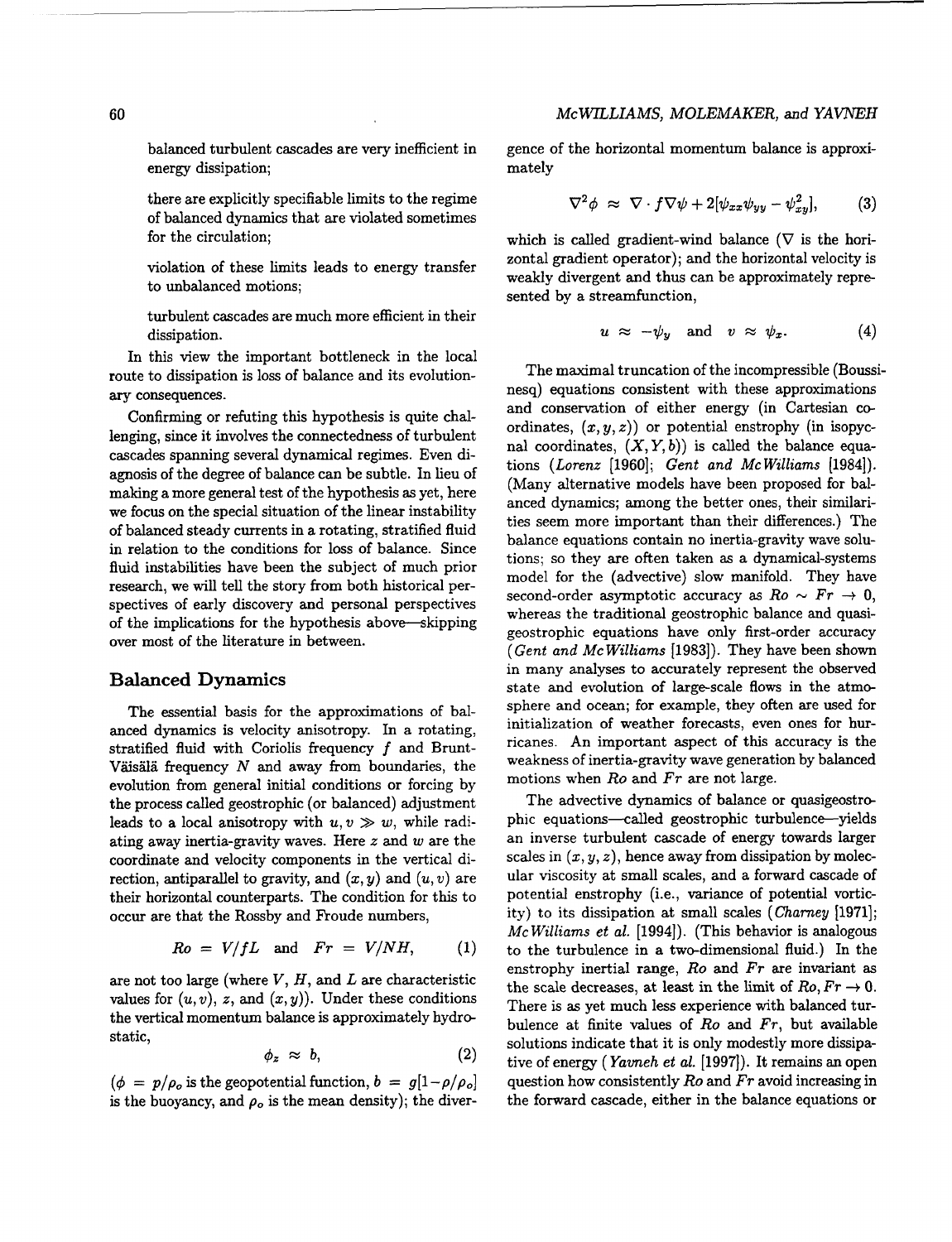balanced turbulent cascades are very inefficient in energy dissipation;

there are explicitly specifiable limits to the regime of balanced dynamics that are violated sometimes for the circulation;

violation of these limits leads to energy transfer to unbalanced motions;

turbulent cascades are much more efficient in their dissipation.

In this view the important bottleneck in the local route to dissipation is loss of balance and its evolutionary consequences.

Confirming or refuting this hypothesis is quite challenging, since it involves the connectedness of turbulent cascades spanning several dynamical regimes. Even diagnosis of the degree of balance can be subtle. In lieu of making a more general test of the hypothesis as yet, here we focus on the special situation of the linear instability of balanced steady currents in a rotating, stratified fluid in relation to the conditions for loss of balance. Since fluid instabilities have been the subject of much prior research, we will tell the story from both historical perspectives of early discovery and personal perspectives of the implications for the hypothesis above—skipping over most of the literature in between.

## Balanced Dynamics

The essential basis for the approximations of balanced dynamics is velocity anisotropy. In a rotating, stratified fluid with Coriolis frequency $f$ and Brunt-Väisälä frequency $N$ and away from boundaries, the evolution from general initial conditions or forcing by the process called geostrophic (or balanced) adjustment leads to a local anisotropy with $u, v \gg w$, while radiating away inertia-gravity waves. Here $z$ and $w$ are the coordinate and velocity components in the vertical direction, antiparallel to gravity, and $(x, y)$ and $(u, v)$ are their horizontal counterparts. The condition for this to occur are that the Rossby and Froude numbers,

$$Ro = V/fL \quad \text{and} \quad Fr = V/NH, \tag{1}$$

are not too large (where $V$, $H$, and $L$ are characteristic values for $(u, v)$, $z$, and $(x, y)$). Under these conditions the vertical momentum balance is approximately hydrostatic,

$$\phi_z \approx b, \tag{2}$$

($\phi = p/\rho_o$ is the geopotential function, $b = g[1 - \rho/\rho_o]$ is the buoyancy, and $\rho_o$ is the mean density); the divergence of the horizontal momentum balance is approximately

$$\nabla^2 \phi \approx \nabla \cdot f \nabla \psi + 2[\psi_{xx}\psi_{yy} - \psi_{xy}^2], \tag{3}$$

which is called gradient-wind balance ($\nabla$ is the horizontal gradient operator); and the horizontal velocity is weakly divergent and thus can be approximately represented by a streamfunction,

$$u \approx -\psi_y \quad \text{and} \quad v \approx \psi_x. \tag{4}$$

The maximal truncation of the incompressible (Boussinesq) equations consistent with these approximations and conservation of either energy (in Cartesian coordinates, $(x, y, z)$) or potential enstrophy (in isopycnal coordinates, $(X, Y, b)$) is called the balance equations (*Lorenz* [1960]; *Gent and McWilliams* [1984]). (Many alternative models have been proposed for balanced dynamics; among the better ones, their similarities seem more important than their differences.) The balance equations contain no inertia-gravity wave solutions; so they are often taken as a dynamical-systems model for the (advective) slow manifold. They have second-order asymptotic accuracy as $Ro \sim Fr \to 0$, whereas the traditional geostrophic balance and quasigeostrophic equations have only first-order accuracy (*Gent and McWilliams* [1983]). They have been shown in many analyses to accurately represent the observed state and evolution of large-scale flows in the atmosphere and ocean; for example, they often are used for initialization of weather forecasts, even ones for hurricanes. An important aspect of this accuracy is the weakness of inertia-gravity wave generation by balanced motions when $Ro$ and $Fr$ are not large.

The advective dynamics of balance or quasigeostrophic equations—called geostrophic turbulence—yields an inverse turbulent cascade of energy towards larger scales in $(x, y, z)$, hence away from dissipation by molecular viscosity at small scales, and a forward cascade of potential enstrophy (i.e., variance of potential vorticity) to its dissipation at small scales (*Charney* [1971]; *McWilliams et al.* [1994]). (This behavior is analogous to the turbulence in a two-dimensional fluid.) In the enstrophy inertial range, $Ro$ and $Fr$ are invariant as the scale decreases, at least in the limit of $Ro, Fr \to 0$. There is as yet much less experience with balanced turbulence at finite values of $Ro$ and $Fr$, but available solutions indicate that it is only modestly more dissipative of energy (*Yavneh et al.* [1997]). It remains an open question how consistently $Ro$ and $Fr$ avoid increasing in the forward cascade, either in the balance equations or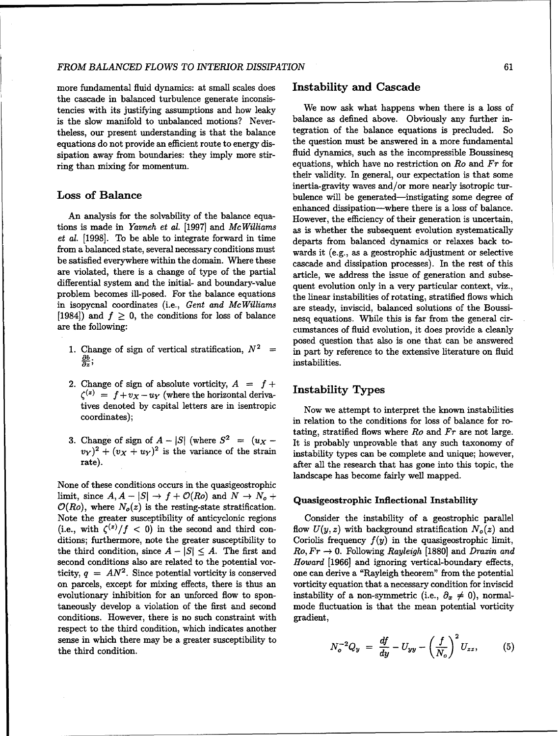more fundamental fluid dynamics: at small scales does the cascade in balanced turbulence generate inconsistencies with its justifying assumptions and how leaky is the slow manifold to unbalanced motions? Nevertheless, our present understanding is that the balance equations do not provide an efficient route to energy dissipation away from boundaries: they imply more stirring than mixing for momentum.

## Loss of Balance

An analysis for the solvability of the balance equations is made in *Yavneh et al.* [1997] and *McWilliams et al.* [1998]. To be able to integrate forward in time from a balanced state, several necessary conditions must be satisfied everywhere within the domain. Where these are violated, there is a change of type of the partial differential system and the initial- and boundary-value problem becomes ill-posed. For the balance equations in isopycnal coordinates (i.e., *Gent and McWilliams* [1984]) and $f \geq 0$, the conditions for loss of balance are the following:

1. Change of sign of vertical stratification, $N^2 = \frac{\partial b}{\partial z}$;

2. Change of sign of absolute vorticity, $A = f + \zeta^{(z)} = f + v_X - u_Y$ (where the horizontal derivatives denoted by capital letters are in isentropic coordinates);

3. Change of sign of $A - |S|$ (where $S^2 = (u_X - v_Y)^2 + (v_X + u_Y)^2$ is the variance of the strain rate).

None of these conditions occurs in the quasigeostrophic limit, since $A, A - |S| \rightarrow f + \mathcal{O}(Ro)$ and $N \rightarrow N_o + \mathcal{O}(Ro)$, where $N_o(z)$ is the resting-state stratification. Note the greater susceptibility of anticyclonic regions (i.e., with $\zeta^{(z)}/f < 0$) in the second and third conditions; furthermore, note the greater susceptibility to the third condition, since $A - |S| \leq A$. The first and second conditions also are related to the potential vorticity, $q = AN^2$. Since potential vorticity is conserved on parcels, except for mixing effects, there is thus an evolutionary inhibition for an unforced flow to spontaneously develop a violation of the first and second conditions. However, there is no such constraint with respect to the third condition, which indicates another sense in which there may be a greater susceptibility to the third condition.

## Instability and Cascade

We now ask what happens when there is a loss of balance as defined above. Obviously any further integration of the balance equations is precluded. So the question must be answered in a more fundamental fluid dynamics, such as the incompressible Boussinesq equations, which have no restriction on $Ro$ and $Fr$ for their validity. In general, our expectation is that some inertia-gravity waves and/or more nearly isotropic turbulence will be generated—instigating some degree of enhanced dissipation—where there is a loss of balance. However, the efficiency of their generation is uncertain, as is whether the subsequent evolution systematically departs from balanced dynamics or relaxes back towards it (e.g., as a geostrophic adjustment or selective cascade and dissipation processes). In the rest of this article, we address the issue of generation and subsequent evolution only in a very particular context, viz., the linear instabilities of rotating, stratified flows which are steady, inviscid, balanced solutions of the Boussinesq equations. While this is far from the general circumstances of fluid evolution, it does provide a cleanly posed question that also is one that can be answered in part by reference to the extensive literature on fluid instabilities.

## Instability Types

Now we attempt to interpret the known instabilities in relation to the conditions for loss of balance for rotating, stratified flows where $Ro$ and $Fr$ are not large. It is probably unprovable that any such taxonomy of instability types can be complete and unique; however, after all the research that has gone into this topic, the landscape has become fairly well mapped.

### Quasigeostrophic Inflectional Instability

Consider the instability of a geostrophic parallel flow $U(y, z)$ with background stratification $N_o(z)$ and Coriolis frequency $f(y)$ in the quasigeostrophic limit, $Ro, Fr \rightarrow 0$. Following *Rayleigh* [1880] and *Drazin and Howard* [1966] and ignoring vertical-boundary effects, one can derive a "Rayleigh theorem" from the potential vorticity equation that a necessary condition for inviscid instability of a non-symmetric (i.e., $\partial_x \neq 0$), normal-mode fluctuation is that the mean potential vorticity gradient,

$$N_o^{-2} Q_y = \frac{df}{dy} - U_{yy} - \left(\frac{f}{N_o}\right)^2 U_{zz}, \qquad (5)$$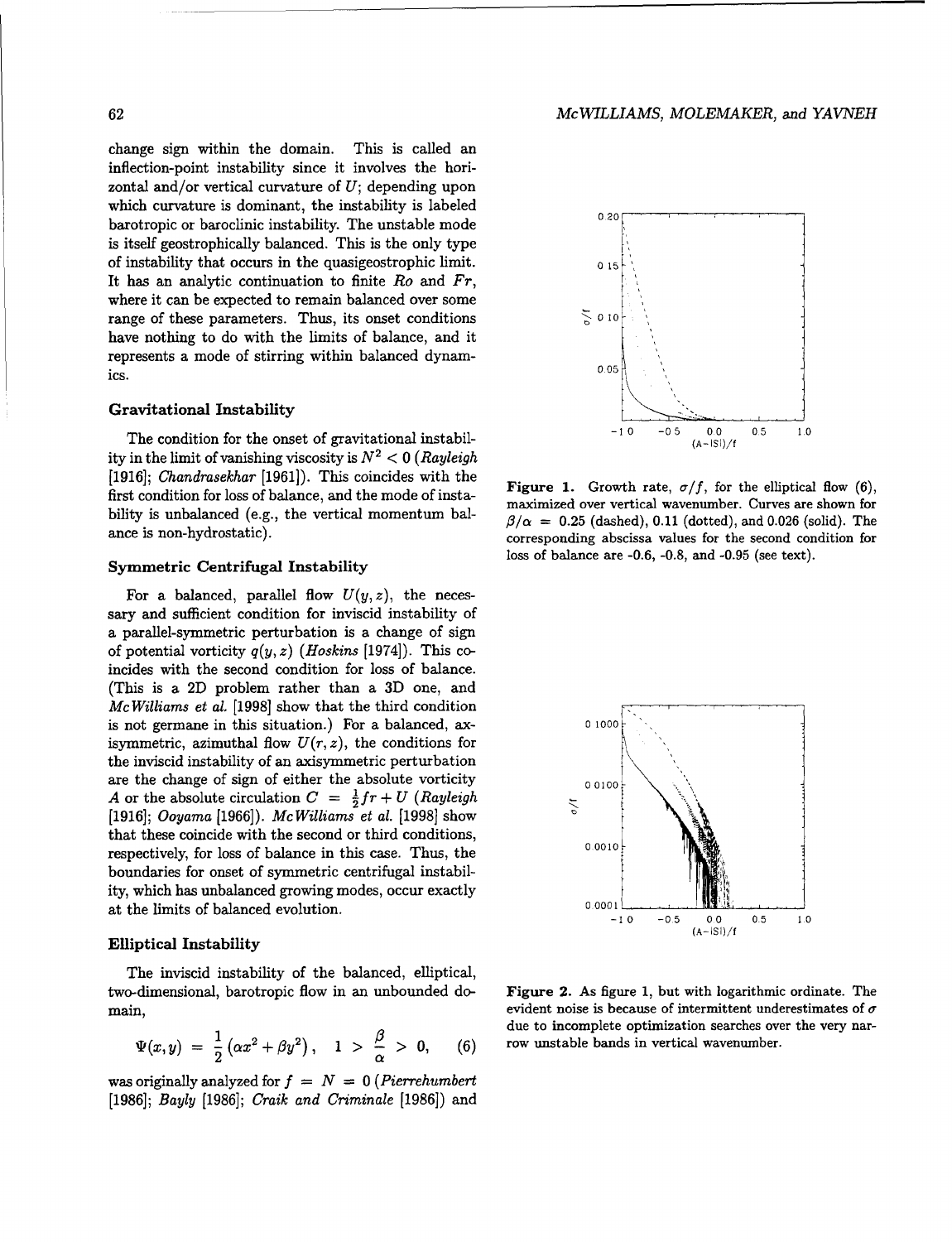change sign within the domain. This is called an inflection-point instability since it involves the horizontal and/or vertical curvature of $U$; depending upon which curvature is dominant, the instability is labeled barotropic or baroclinic instability. The unstable mode is itself geostrophically balanced. This is the only type of instability that occurs in the quasigeostrophic limit. It has an analytic continuation to finite $Ro$ and $Fr$, where it can be expected to remain balanced over some range of these parameters. Thus, its onset conditions have nothing to do with the limits of balance, and it represents a mode of stirring within balanced dynamics.

### Gravitational Instability

The condition for the onset of gravitational instability in the limit of vanishing viscosity is $N^2 < 0$ (*Rayleigh* [1916]; *Chandrasekhar* [1961]). This coincides with the first condition for loss of balance, and the mode of instability is unbalanced (e.g., the vertical momentum balance is non-hydrostatic).

### Symmetric Centrifugal Instability

For a balanced, parallel flow $U(y,z)$, the necessary and sufficient condition for inviscid instability of a parallel-symmetric perturbation is a change of sign of potential vorticity $q(y,z)$ (*Hoskins* [1974]). This coincides with the second condition for loss of balance. (This is a 2D problem rather than a 3D one, and *McWilliams et al.* [1998] show that the third condition is not germane in this situation.) For a balanced, axisymmetric, azimuthal flow $U(r,z)$, the conditions for the inviscid instability of an axisymmetric perturbation are the change of sign of either the absolute vorticity $A$ or the absolute circulation $C = \frac{1}{2}fr + U$ (*Rayleigh* [1916]; *Ooyama* [1966]). *McWilliams et al.* [1998] show that these coincide with the second or third conditions, respectively, for loss of balance in this case. Thus, the boundaries for onset of symmetric centrifugal instability, which has unbalanced growing modes, occur exactly at the limits of balanced evolution.

### Elliptical Instability

The inviscid instability of the balanced, elliptical, two-dimensional, barotropic flow in an unbounded domain,

$$\Psi(x,y) = \frac{1}{2}\left(\alpha x^2 + \beta y^2\right), \quad 1 > \frac{\beta}{\alpha} > 0, \tag{6}$$

was originally analyzed for $f = N = 0$ (*Pierrehumbert* [1986]; *Bayly* [1986]; *Craik and Criminale* [1986]) and

**Figure 1.** Growth rate, $\sigma/f$, for the elliptical flow (6), maximized over vertical wavenumber. Curves are shown for $\beta/\alpha = 0.25$ (dashed), 0.11 (dotted), and 0.026 (solid). The corresponding abscissa values for the second condition for loss of balance are -0.6, -0.8, and -0.95 (see text).

**Figure 2.** As figure 1, but with logarithmic ordinate. The evident noise is because of intermittent underestimates of $\sigma$ due to incomplete optimization searches over the very narrow unstable bands in vertical wavenumber.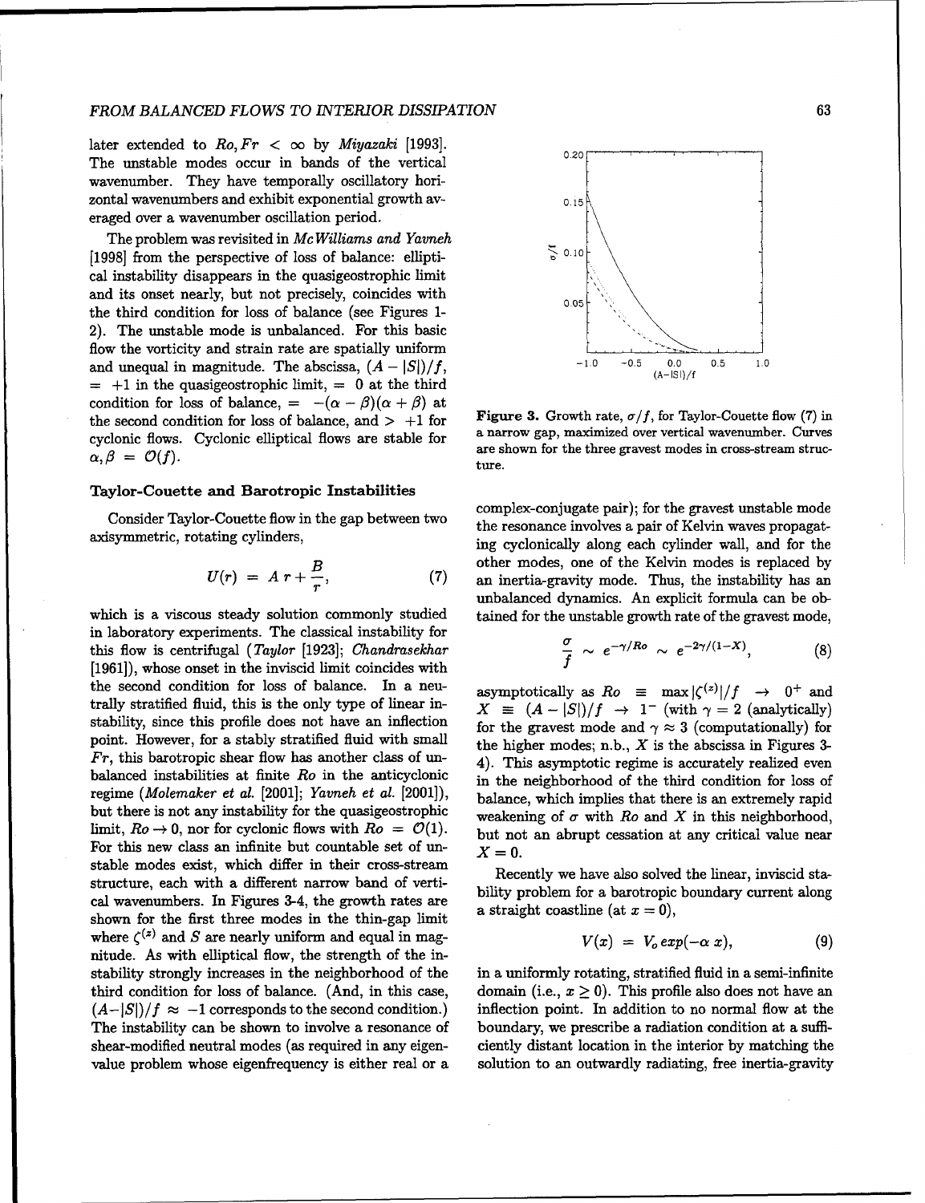later extended to $Ro, Fr < \infty$ by *Miyazaki* [1993]. The unstable modes occur in bands of the vertical wavenumber. They have temporally oscillatory horizontal wavenumbers and exhibit exponential growth averaged over a wavenumber oscillation period.

The problem was revisited in *McWilliams and Yavneh* [1998] from the perspective of loss of balance: elliptical instability disappears in the quasigeostrophic limit and its onset nearly, but not precisely, coincides with the third condition for loss of balance (see Figures 1-2). The unstable mode is unbalanced. For this basic flow the vorticity and strain rate are spatially uniform and unequal in magnitude. The abscissa, $(A - |S|)/f$, $= +1$ in the quasigeostrophic limit, $= 0$ at the third condition for loss of balance, $= -(\alpha - \beta)(\alpha + \beta)$ at the second condition for loss of balance, and $> +1$ for cyclonic flows. Cyclonic elliptical flows are stable for $\alpha, \beta = \mathcal{O}(f)$.

### Taylor-Couette and Barotropic Instabilities

Consider Taylor-Couette flow in the gap between two axisymmetric, rotating cylinders,

$$U(r) = A\,r + \frac{B}{r}, \qquad (7)$$

which is a viscous steady solution commonly studied in laboratory experiments. The classical instability for this flow is centrifugal (*Taylor* [1923]; *Chandrasekhar* [1961]), whose onset in the inviscid limit coincides with the second condition for loss of balance. In a neutrally stratified fluid, this is the only type of linear instability, since this profile does not have an inflection point. However, for a stably stratified fluid with small $Fr$, this barotropic shear flow has another class of unbalanced instabilities at finite $Ro$ in the anticyclonic regime (*Molemaker et al.* [2001]; *Yavneh et al.* [2001]), but there is not any instability for the quasigeostrophic limit, $Ro \to 0$, nor for cyclonic flows with $Ro = \mathcal{O}(1)$. For this new class an infinite but countable set of unstable modes exist, which differ in their cross-stream structure, each with a different narrow band of vertical wavenumbers. In Figures 3-4, the growth rates are shown for the first three modes in the thin-gap limit where $\zeta^{(z)}$ and $S$ are nearly uniform and equal in magnitude. As with elliptical flow, the strength of the instability strongly increases in the neighborhood of the third condition for loss of balance. (And, in this case, $(A-|S|)/f \approx -1$ corresponds to the second condition.) The instability can be shown to involve a resonance of shear-modified neutral modes (as required in any eigenvalue problem whose eigenfrequency is either real or a complex-conjugate pair); for the gravest unstable mode the resonance involves a pair of Kelvin waves propagating cyclonically along each cylinder wall, and for the other modes, one of the Kelvin modes is replaced by an inertia-gravity mode. Thus, the instability has an unbalanced dynamics. An explicit formula can be obtained for the unstable growth rate of the gravest mode,

$$\frac{\sigma}{f} \sim e^{-\gamma/Ro} \sim e^{-2\gamma/(1-X)}, \qquad (8)$$

asymptotically as $Ro \equiv \max|\zeta^{(z)}|/f \to 0^+$ and $X \equiv (A - |S|)/f \to 1^-$ (with $\gamma = 2$ (analytically) for the gravest mode and $\gamma \approx 3$ (computationally) for the higher modes; n.b., $X$ is the abscissa in Figures 3-4). This asymptotic regime is accurately realized even in the neighborhood of the third condition for loss of balance, which implies that there is an extremely rapid weakening of $\sigma$ with $Ro$ and $X$ in this neighborhood, but not an abrupt cessation at any critical value near $X = 0$.

**Figure 3.** Growth rate, $\sigma/f$, for Taylor-Couette flow (7) in a narrow gap, maximized over vertical wavenumber. Curves are shown for the three gravest modes in cross-stream structure.

Recently we have also solved the linear, inviscid stability problem for a barotropic boundary current along a straight coastline (at $x = 0$),

$$V(x) = V_o\,exp(-\alpha\,x), \qquad (9)$$

in a uniformly rotating, stratified fluid in a semi-infinite domain (i.e., $x \geq 0$). This profile also does not have an inflection point. In addition to no normal flow at the boundary, we prescribe a radiation condition at a sufficiently distant location in the interior by matching the solution to an outwardly radiating, free inertia-gravity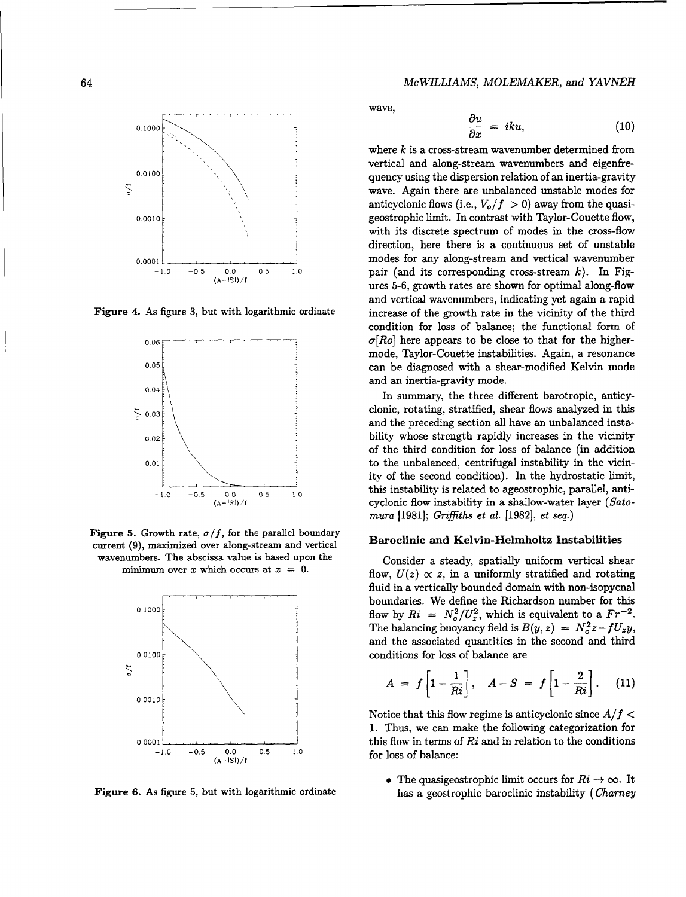Figure 4. As figure 3, but with logarithmic ordinate

Figure 5. Growth rate, $\sigma/f$, for the parallel boundary current (9), maximized over along-stream and vertical wavenumbers. The abscissa value is based upon the minimum over $x$ which occurs at $x = 0$.

Figure 6. As figure 5, but with logarithmic ordinate

wave,

$$\frac{\partial u}{\partial x} = iku, \tag{10}$$

where $k$ is a cross-stream wavenumber determined from vertical and along-stream wavenumbers and eigenfrequency using the dispersion relation of an inertia-gravity wave. Again there are unbalanced unstable modes for anticyclonic flows (i.e., $V_o/f > 0$) away from the quasi-geostrophic limit. In contrast with Taylor-Couette flow, with its discrete spectrum of modes in the cross-flow direction, here there is a continuous set of unstable modes for any along-stream and vertical wavenumber pair (and its corresponding cross-stream $k$). In Figures 5-6, growth rates are shown for optimal along-flow and vertical wavenumbers, indicating yet again a rapid increase of the growth rate in the vicinity of the third condition for loss of balance; the functional form of $\sigma[Ro]$ here appears to be close to that for the higher-mode, Taylor-Couette instabilities. Again, a resonance can be diagnosed with a shear-modified Kelvin mode and an inertia-gravity mode.

In summary, the three different barotropic, anticyclonic, rotating, stratified, shear flows analyzed in this and the preceding section all have an unbalanced instability whose strength rapidly increases in the vicinity of the third condition for loss of balance (in addition to the unbalanced, centrifugal instability in the vicinity of the second condition). In the hydrostatic limit, this instability is related to ageostrophic, parallel, anticyclonic flow instability in a shallow-water layer (*Satomura* [1981]; *Griffiths et al.* [1982], *et seq.*)

### Baroclinic and Kelvin-Helmholtz Instabilities

Consider a steady, spatially uniform vertical shear flow, $U(z) \propto z$, in a uniformly stratified and rotating fluid in a vertically bounded domain with non-isopycnal boundaries. We define the Richardson number for this flow by $Ri = N_o^2/U_z^2$, which is equivalent to a $Fr^{-2}$. The balancing buoyancy field is $B(y,z) = N_o^2 z - fU_z y$, and the associated quantities in the second and third conditions for loss of balance are

$$A = f\left[1 - \frac{1}{Ri}\right], \quad A - S = f\left[1 - \frac{2}{Ri}\right]. \tag{11}$$

Notice that this flow regime is anticyclonic since $A/f < 1$. Thus, we can make the following categorization for this flow in terms of $Ri$ and in relation to the conditions for loss of balance:

- The quasigeostrophic limit occurs for $Ri \to \infty$. It has a geostrophic baroclinic instability (*Charney*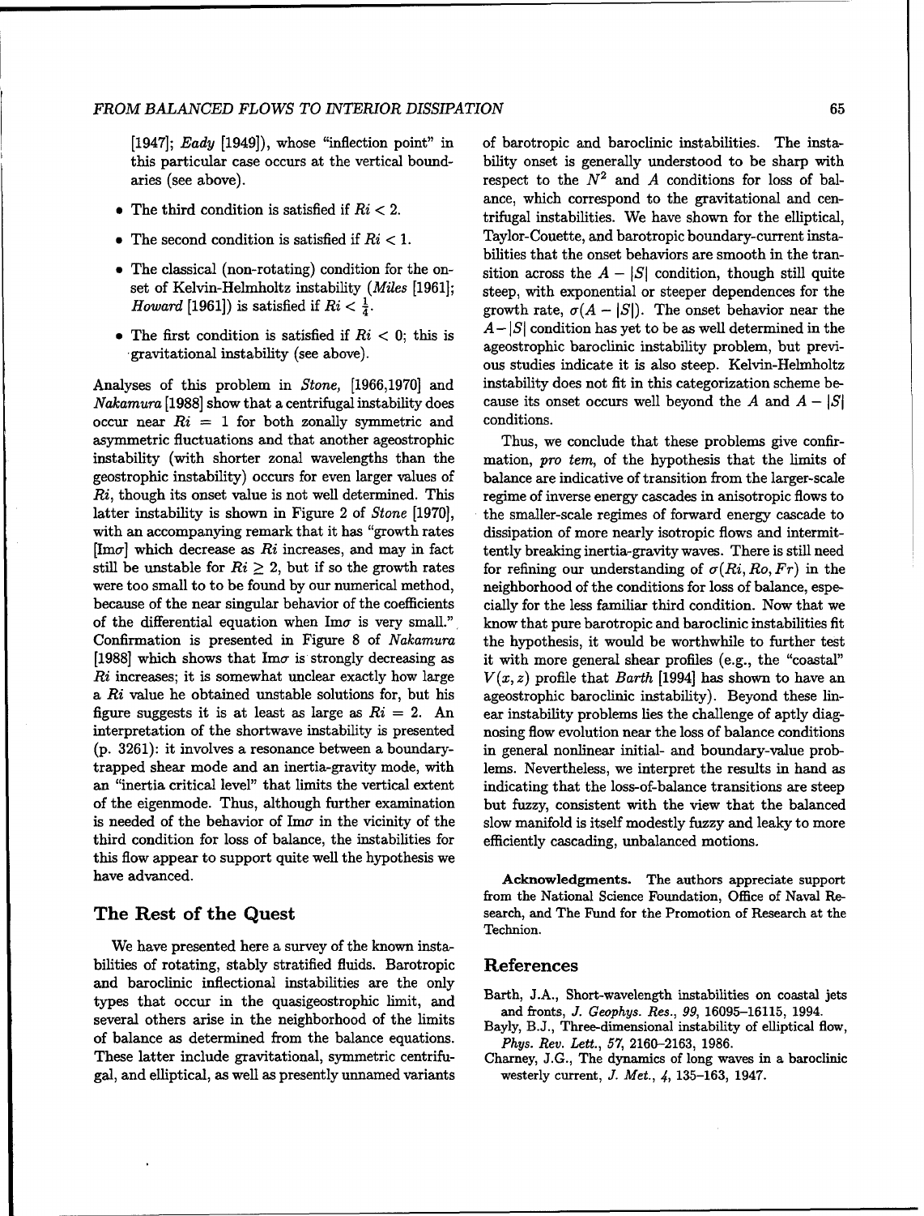[1947]; *Eady* [1949]), whose "inflection point" in this particular case occurs at the vertical boundaries (see above).

- The third condition is satisfied if $Ri < 2$.
- The second condition is satisfied if $Ri < 1$.
- The classical (non-rotating) condition for the onset of Kelvin-Helmholtz instability (*Miles* [1961]; *Howard* [1961]) is satisfied if $Ri < \frac{1}{4}$.
- The first condition is satisfied if $Ri < 0$; this is gravitational instability (see above).

Analyses of this problem in *Stone*, [1966,1970] and *Nakamura* [1988] show that a centrifugal instability does occur near $Ri = 1$ for both zonally symmetric and asymmetric fluctuations and that another ageostrophic instability (with shorter zonal wavelengths than the geostrophic instability) occurs for even larger values of $Ri$, though its onset value is not well determined. This latter instability is shown in Figure 2 of *Stone* [1970], with an accompanying remark that it has "growth rates [$\text{Im}\sigma$] which decrease as $Ri$ increases, and may in fact still be unstable for $Ri \geq 2$, but if so the growth rates were too small to to be found by our numerical method, because of the near singular behavior of the coefficients of the differential equation when $\text{Im}\sigma$ is very small." Confirmation is presented in Figure 8 of *Nakamura* [1988] which shows that $\text{Im}\sigma$ is strongly decreasing as $Ri$ increases; it is somewhat unclear exactly how large a $Ri$ value he obtained unstable solutions for, but his figure suggests it is at least as large as $Ri = 2$. An interpretation of the shortwave instability is presented (p. 3261): it involves a resonance between a boundary-trapped shear mode and an inertia-gravity mode, with an "inertia critical level" that limits the vertical extent of the eigenmode. Thus, although further examination is needed of the behavior of $\text{Im}\sigma$ in the vicinity of the third condition for loss of balance, the instabilities for this flow appear to support quite well the hypothesis we have advanced.

## The Rest of the Quest

We have presented here a survey of the known instabilities of rotating, stably stratified fluids. Barotropic and baroclinic inflectional instabilities are the only types that occur in the quasigeostrophic limit, and several others arise in the neighborhood of the limits of balance as determined from the balance equations. These latter include gravitational, symmetric centrifugal, and elliptical, as well as presently unnamed variants of barotropic and baroclinic instabilities. The instability onset is generally understood to be sharp with respect to the $N^2$ and $A$ conditions for loss of balance, which correspond to the gravitational and centrifugal instabilities. We have shown for the elliptical, Taylor-Couette, and barotropic boundary-current instabilities that the onset behaviors are smooth in the transition across the $A - |S|$ condition, though still quite steep, with exponential or steeper dependences for the growth rate, $\sigma(A - |S|)$. The onset behavior near the $A - |S|$ condition has yet to be as well determined in the ageostrophic baroclinic instability problem, but previous studies indicate it is also steep. Kelvin-Helmholtz instability does not fit in this categorization scheme because its onset occurs well beyond the $A$ and $A - |S|$ conditions.

Thus, we conclude that these problems give confirmation, *pro tem*, of the hypothesis that the limits of balance are indicative of transition from the larger-scale regime of inverse energy cascades in anisotropic flows to the smaller-scale regimes of forward energy cascade to dissipation of more nearly isotropic flows and intermittently breaking inertia-gravity waves. There is still need for refining our understanding of $\sigma(Ri, Ro, Fr)$ in the neighborhood of the conditions for loss of balance, especially for the less familiar third condition. Now that we know that pure barotropic and baroclinic instabilities fit the hypothesis, it would be worthwhile to further test it with more general shear profiles (e.g., the "coastal" $V(x, z)$ profile that *Barth* [1994] has shown to have an ageostrophic baroclinic instability). Beyond these linear instability problems lies the challenge of aptly diagnosing flow evolution near the loss of balance conditions in general nonlinear initial- and boundary-value problems. Nevertheless, we interpret the results in hand as indicating that the loss-of-balance transitions are steep but fuzzy, consistent with the view that the balanced slow manifold is itself modestly fuzzy and leaky to more efficiently cascading, unbalanced motions.

**Acknowledgments.** The authors appreciate support from the National Science Foundation, Office of Naval Research, and The Fund for the Promotion of Research at the Technion.

## References

Barth, J.A., Short-wavelength instabilities on coastal jets and fronts, *J. Geophys. Res.*, *99*, 16095–16115, 1994.

Bayly, B.J., Three-dimensional instability of elliptical flow, *Phys. Rev. Lett.*, *57*, 2160–2163, 1986.

Charney, J.G., The dynamics of long waves in a baroclinic westerly current, *J. Met.*, *4*, 135–163, 1947.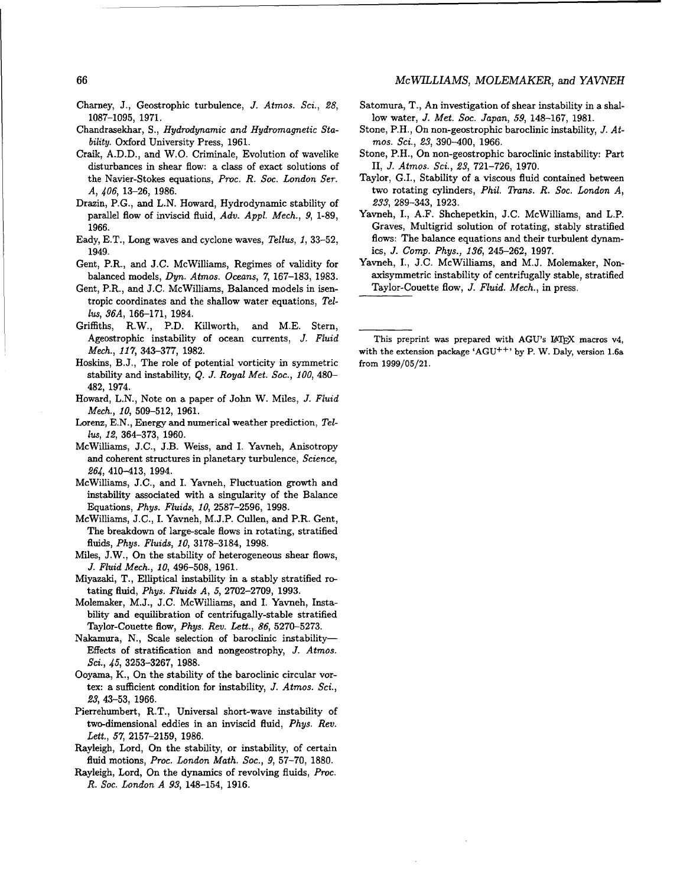Charney, J., Geostrophic turbulence, *J. Atmos. Sci.*, *28*, 1087–1095, 1971.

Chandrasekhar, S., *Hydrodynamic and Hydromagnetic Stability*. Oxford University Press, 1961.

Craik, A.D.D., and W.O. Criminale, Evolution of wavelike disturbances in shear flow: a class of exact solutions of the Navier-Stokes equations, *Proc. R. Soc. London Ser. A*, *406*, 13–26, 1986.

Drazin, P.G., and L.N. Howard, Hydrodynamic stability of parallel flow of inviscid fluid, *Adv. Appl. Mech.*, *9*, 1-89, 1966.

Eady, E.T., Long waves and cyclone waves, *Tellus*, *1*, 33–52, 1949.

Gent, P.R., and J.C. McWilliams, Regimes of validity for balanced models, *Dyn. Atmos. Oceans*, *7*, 167–183, 1983.

Gent, P.R., and J.C. McWilliams, Balanced models in isentropic coordinates and the shallow water equations, *Tellus*, *36A*, 166–171, 1984.

Griffiths, R.W., P.D. Killworth, and M.E. Stern, Ageostrophic instability of ocean currents, *J. Fluid Mech.*, *117*, 343–377, 1982.

Hoskins, B.J., The role of potential vorticity in symmetric stability and instability, *Q. J. Royal Met. Soc.*, *100*, 480–482, 1974.

Howard, L.N., Note on a paper of John W. Miles, *J. Fluid Mech.*, *10*, 509–512, 1961.

Lorenz, E.N., Energy and numerical weather prediction, *Tellus*, *12*, 364–373, 1960.

McWilliams, J.C., J.B. Weiss, and I. Yavneh, Anisotropy and coherent structures in planetary turbulence, *Science*, *264*, 410–413, 1994.

McWilliams, J.C., and I. Yavneh, Fluctuation growth and instability associated with a singularity of the Balance Equations, *Phys. Fluids*, *10*, 2587–2596, 1998.

McWilliams, J.C., I. Yavneh, M.J.P. Cullen, and P.R. Gent, The breakdown of large-scale flows in rotating, stratified fluids, *Phys. Fluids*, *10*, 3178–3184, 1998.

Miles, J.W., On the stability of heterogeneous shear flows, *J. Fluid Mech.*, *10*, 496–508, 1961.

Miyazaki, T., Elliptical instability in a stably stratified rotating fluid, *Phys. Fluids A*, *5*, 2702–2709, 1993.

Molemaker, M.J., J.C. McWilliams, and I. Yavneh, Instability and equilibration of centrifugally-stable stratified Taylor-Couette flow, *Phys. Rev. Lett.*, *86*, 5270–5273.

Nakamura, N., Scale selection of baroclinic instability—Effects of stratification and nongeostrophy, *J. Atmos. Sci.*, *45*, 3253–3267, 1988.

Ooyama, K., On the stability of the baroclinic circular vortex: a sufficient condition for instability, *J. Atmos. Sci.*, *23*, 43–53, 1966.

Pierrehumbert, R.T., Universal short-wave instability of two-dimensional eddies in an inviscid fluid, *Phys. Rev. Lett.*, *57*, 2157–2159, 1986.

Rayleigh, Lord, On the stability, or instability, of certain fluid motions, *Proc. London Math. Soc.*, *9*, 57–70, 1880.

Rayleigh, Lord, On the dynamics of revolving fluids, *Proc. R. Soc. London A 93*, 148–154, 1916.

Satomura, T., An investigation of shear instability in a shallow water, *J. Met. Soc. Japan*, *59*, 148–167, 1981.

Stone, P.H., On non-geostrophic baroclinic instability, *J. Atmos. Sci.*, *23*, 390–400, 1966.

Stone, P.H., On non-geostrophic baroclinic instability: Part II, *J. Atmos. Sci.*, *23*, 721–726, 1970.

Taylor, G.I., Stability of a viscous fluid contained between two rotating cylinders, *Phil. Trans. R. Soc. London A*, *233*, 289–343, 1923.

Yavneh, I., A.F. Shchepetkin, J.C. McWilliams, and L.P. Graves, Multigrid solution of rotating, stably stratified flows: The balance equations and their turbulent dynamics, *J. Comp. Phys.*, *136*, 245–262, 1997.

Yavneh, I., J.C. McWilliams, and M.J. Molemaker, Non-axisymmetric instability of centrifugally stable, stratified Taylor-Couette flow, *J. Fluid. Mech.*, in press.

---

This preprint was prepared with AGU's LaTeX macros v4, with the extension package 'AGU++' by P. W. Daly, version 1.6a from 1999/05/21.